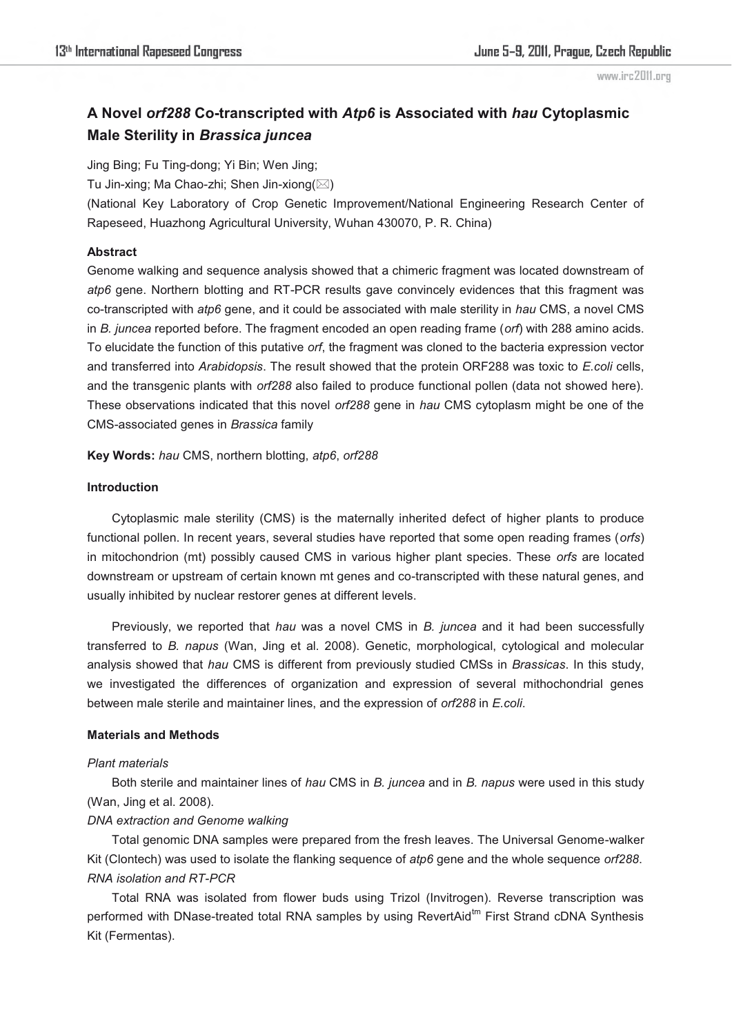# A Novel *orf288* Co-transcripted with *Atp6* is Associated with *hau* Cytoplasmic Male Sterility in *Brassica juncea*

Jing Bing; Fu Ting-dong; Yi Bin; Wen Jing;
Tu Jin-xing; Ma Chao-zhi; Shen Jin-xiong(✉)

(National Key Laboratory of Crop Genetic Improvement/National Engineering Research Center of Rapeseed, Huazhong Agricultural University, Wuhan 430070, P. R. China)

**Abstract**

Genome walking and sequence analysis showed that a chimeric fragment was located downstream of *atp6* gene. Northern blotting and RT-PCR results gave convincely evidences that this fragment was co-transcripted with *atp6* gene, and it could be associated with male sterility in *hau* CMS, a novel CMS in *B. juncea* reported before. The fragment encoded an open reading frame (*orf*) with 288 amino acids. To elucidate the function of this putative *orf*, the fragment was cloned to the bacteria expression vector and transferred into *Arabidopsis*. The result showed that the protein ORF288 was toxic to *E.coli* cells, and the transgenic plants with *orf288* also failed to produce functional pollen (data not showed here). These observations indicated that this novel *orf288* gene in *hau* CMS cytoplasm might be one of the CMS-associated genes in *Brassica* family

**Key Words:** *hau* CMS, northern blotting, *atp6*, *orf288*

**Introduction**

Cytoplasmic male sterility (CMS) is the maternally inherited defect of higher plants to produce functional pollen. In recent years, several studies have reported that some open reading frames (*orfs*) in mitochondrion (mt) possibly caused CMS in various higher plant species. These *orfs* are located downstream or upstream of certain known mt genes and co-transcripted with these natural genes, and usually inhibited by nuclear restorer genes at different levels.

Previously, we reported that *hau* was a novel CMS in *B. juncea* and it had been successfully transferred to *B. napus* (Wan, Jing et al. 2008). Genetic, morphological, cytological and molecular analysis showed that *hau* CMS is different from previously studied CMSs in *Brassicas*. In this study, we investigated the differences of organization and expression of several mitochondrial genes between male sterile and maintainer lines, and the expression of *orf288* in *E.coli*.

**Materials and Methods**

*Plant materials*

Both sterile and maintainer lines of *hau* CMS in *B. juncea* and in *B. napus* were used in this study (Wan, Jing et al. 2008).

*DNA extraction and Genome walking*

Total genomic DNA samples were prepared from the fresh leaves. The Universal Genome-walker Kit (Clontech) was used to isolate the flanking sequence of *atp6* gene and the whole sequence *orf288*.

*RNA isolation and RT-PCR*

Total RNA was isolated from flower buds using Trizol (Invitrogen). Reverse transcription was performed with DNase-treated total RNA samples by using RevertAid$^{tm}$ First Strand cDNA Synthesis Kit (Fermentas).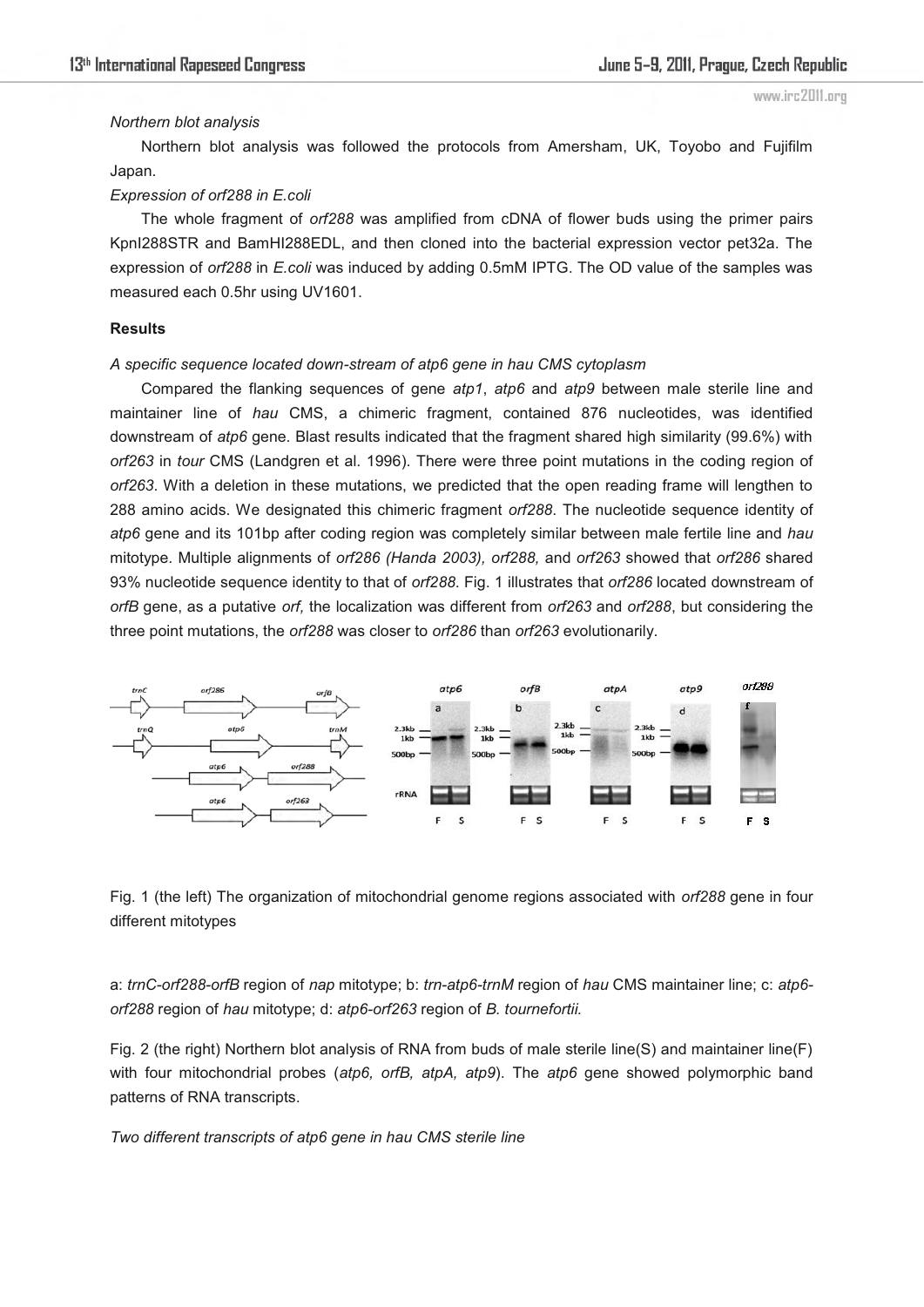*Northern blot analysis*

Northern blot analysis was followed the protocols from Amersham, UK, Toyobo and Fujifilm Japan.

*Expression of orf288 in E.coli*

The whole fragment of *orf288* was amplified from cDNA of flower buds using the primer pairs KpnI288STR and BamHI288EDL, and then cloned into the bacterial expression vector pet32a. The expression of *orf288* in *E.coli* was induced by adding 0.5mM IPTG. The OD value of the samples was measured each 0.5hr using UV1601.

**Results**

*A specific sequence located down-stream of atp6 gene in hau CMS cytoplasm*

Compared the flanking sequences of gene *atp1*, *atp6* and *atp9* between male sterile line and maintainer line of *hau* CMS, a chimeric fragment, contained 876 nucleotides, was identified downstream of *atp6* gene. Blast results indicated that the fragment shared high similarity (99.6%) with *orf263* in *tour* CMS (Landgren et al. 1996). There were three point mutations in the coding region of *orf263*. With a deletion in these mutations, we predicted that the open reading frame will lengthen to 288 amino acids. We designated this chimeric fragment *orf288*. The nucleotide sequence identity of *atp6* gene and its 101bp after coding region was completely similar between male fertile line and *hau* mitotype. Multiple alignments of *orf286 (Handa 2003), orf288,* and *orf263* showed that *orf286* shared 93% nucleotide sequence identity to that of *orf288*. Fig. 1 illustrates that *orf286* located downstream of *orfB* gene, as a putative *orf,* the localization was different from *orf263* and *orf288*, but considering the three point mutations, the *orf288* was closer to *orf286* than *orf263* evolutionarily.

Fig. 1 (the left) The organization of mitochondrial genome regions associated with *orf288* gene in four different mitotypes

a: *trnC-orf288-orfB* region of *nap* mitotype; b: *trn-atp6-trnM* region of *hau* CMS maintainer line; c: *atp6-orf288* region of *hau* mitotype; d: *atp6-orf263* region of *B. tournefortii.*

Fig. 2 (the right) Northern blot analysis of RNA from buds of male sterile line(S) and maintainer line(F) with four mitochondrial probes (*atp6, orfB, atpA, atp9*). The *atp6* gene showed polymorphic band patterns of RNA transcripts.

*Two different transcripts of atp6 gene in hau CMS sterile line*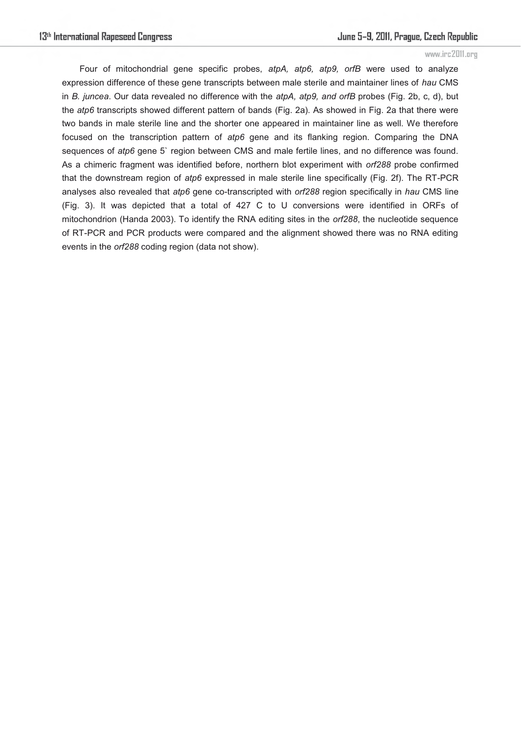Four of mitochondrial gene specific probes, *atpA, atp6, atp9, orfB* were used to analyze expression difference of these gene transcripts between male sterile and maintainer lines of *hau* CMS in *B. juncea*. Our data revealed no difference with the *atpA, atp9, and orfB* probes (Fig. 2b, c, d), but the *atp6* transcripts showed different pattern of bands (Fig. 2a). As showed in Fig. 2a that there were two bands in male sterile line and the shorter one appeared in maintainer line as well. We therefore focused on the transcription pattern of *atp6* gene and its flanking region. Comparing the DNA sequences of *atp6* gene 5` region between CMS and male fertile lines, and no difference was found. As a chimeric fragment was identified before, northern blot experiment with *orf288* probe confirmed that the downstream region of *atp6* expressed in male sterile line specifically (Fig. 2f). The RT-PCR analyses also revealed that *atp6* gene co-transcripted with *orf288* region specifically in *hau* CMS line (Fig. 3). It was depicted that a total of 427 C to U conversions were identified in ORFs of mitochondrion (Handa 2003). To identify the RNA editing sites in the *orf288*, the nucleotide sequence of RT-PCR and PCR products were compared and the alignment showed there was no RNA editing events in the *orf288* coding region (data not show).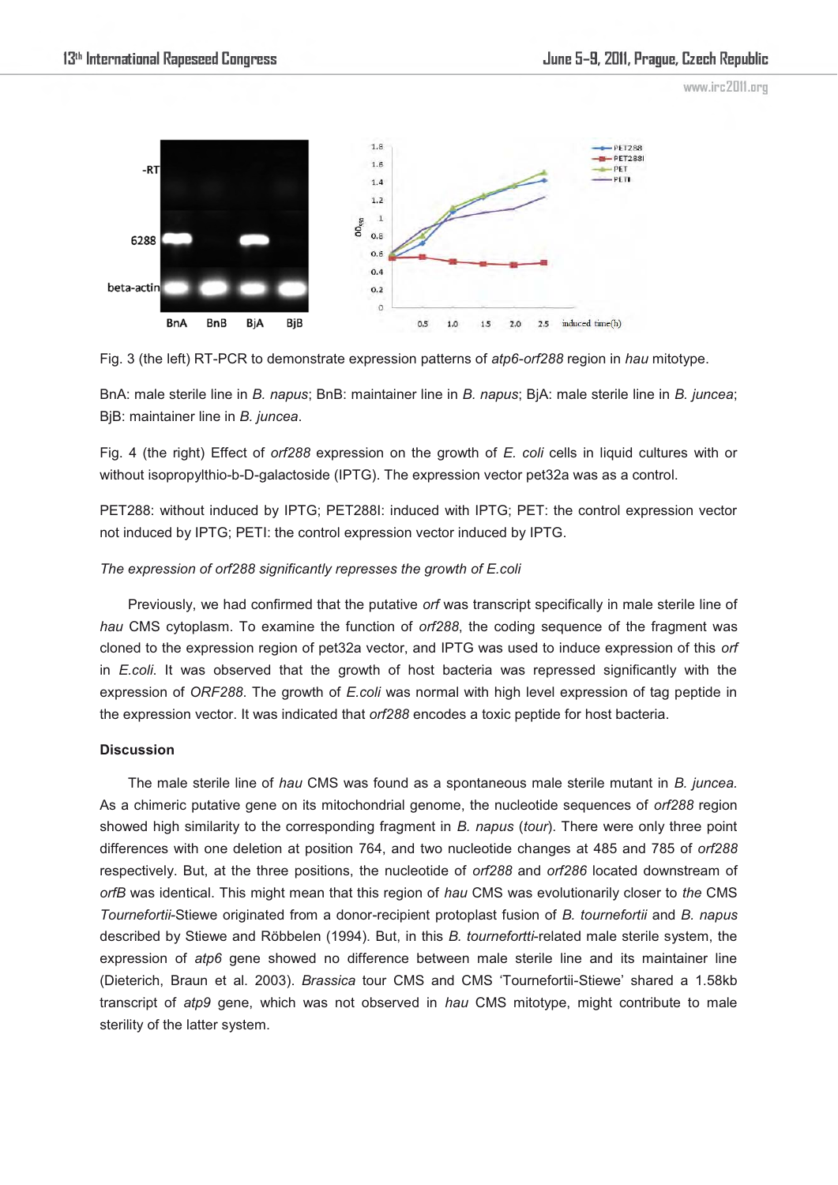Fig. 3 (the left) RT-PCR to demonstrate expression patterns of *atp6-orf288* region in *hau* mitotype.

BnA: male sterile line in *B. napus*; BnB: maintainer line in *B. napus*; BjA: male sterile line in *B. juncea*; BjB: maintainer line in *B. juncea*.

Fig. 4 (the right) Effect of *orf288* expression on the growth of *E. coli* cells in liquid cultures with or without isopropylthio-b-D-galactoside (IPTG). The expression vector pet32a was as a control.

PET288: without induced by IPTG; PET288I: induced with IPTG; PET: the control expression vector not induced by IPTG; PETI: the control expression vector induced by IPTG.

*The expression of orf288 significantly represses the growth of E.coli*

Previously, we had confirmed that the putative *orf* was transcript specifically in male sterile line of *hau* CMS cytoplasm. To examine the function of *orf288*, the coding sequence of the fragment was cloned to the expression region of pet32a vector, and IPTG was used to induce expression of this *orf* in *E.coli*. It was observed that the growth of host bacteria was repressed significantly with the expression of *ORF288*. The growth of *E.coli* was normal with high level expression of tag peptide in the expression vector. It was indicated that *orf288* encodes a toxic peptide for host bacteria.

**Discussion**

The male sterile line of *hau* CMS was found as a spontaneous male sterile mutant in *B. juncea*. As a chimeric putative gene on its mitochondrial genome, the nucleotide sequences of *orf288* region showed high similarity to the corresponding fragment in *B. napus* (*tour*). There were only three point differences with one deletion at position 764, and two nucleotide changes at 485 and 785 of *orf288* respectively. But, at the three positions, the nucleotide of *orf288* and *orf286* located downstream of *orfB* was identical. This might mean that this region of *hau* CMS was evolutionarily closer to *the* CMS *Tournefortii*-Stiewe originated from a donor-recipient protoplast fusion of *B. tournefortii* and *B. napus* described by Stiewe and Röbbelen (1994). But, in this *B. tournefortti*-related male sterile system, the expression of *atp6* gene showed no difference between male sterile line and its maintainer line (Dieterich, Braun et al. 2003). *Brassica* tour CMS and CMS 'Tournefortii-Stiewe' shared a 1.58kb transcript of *atp9* gene, which was not observed in *hau* CMS mitotype, might contribute to male sterility of the latter system.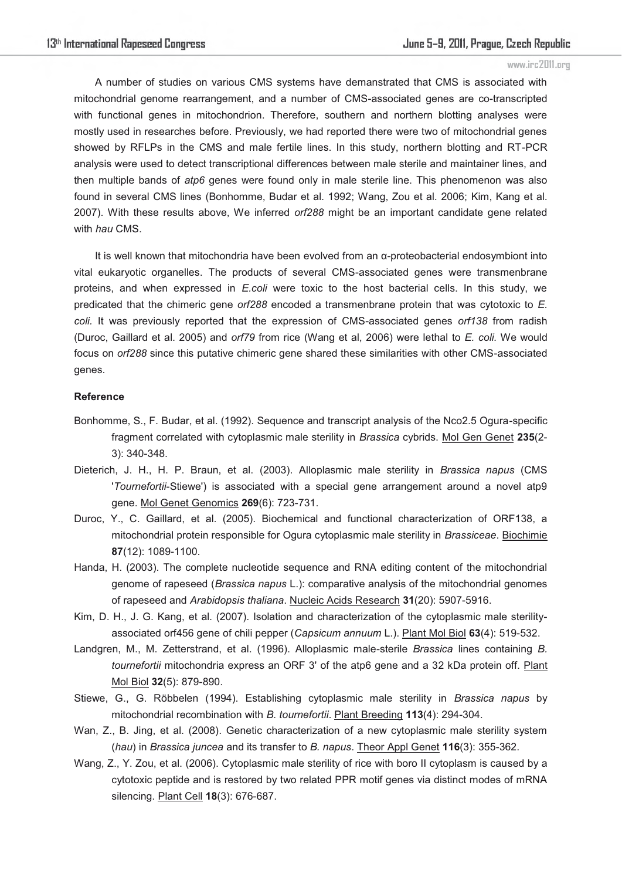A number of studies on various CMS systems have demanstrated that CMS is associated with mitochondrial genome rearrangement, and a number of CMS-associated genes are co-transcripted with functional genes in mitochondrion. Therefore, southern and northern blotting analyses were mostly used in researches before. Previously, we had reported there were two of mitochondrial genes showed by RFLPs in the CMS and male fertile lines. In this study, northern blotting and RT-PCR analysis were used to detect transcriptional differences between male sterile and maintainer lines, and then multiple bands of *atp6* genes were found only in male sterile line. This phenomenon was also found in several CMS lines (Bonhomme, Budar et al. 1992; Wang, Zou et al. 2006; Kim, Kang et al. 2007). With these results above, We inferred *orf288* might be an important candidate gene related with *hau* CMS.

It is well known that mitochondria have been evolved from an α-proteobacterial endosymbiont into vital eukaryotic organelles. The products of several CMS-associated genes were transmenbrane proteins, and when expressed in *E.coli* were toxic to the host bacterial cells. In this study, we predicated that the chimeric gene *orf288* encoded a transmenbrane protein that was cytotoxic to *E. coli.* It was previously reported that the expression of CMS-associated genes *orf138* from radish (Duroc, Gaillard et al. 2005) and *orf79* from rice (Wang et al, 2006) were lethal to *E. coli.* We would focus on *orf288* since this putative chimeric gene shared these similarities with other CMS-associated genes.

**Reference**

Bonhomme, S., F. Budar, et al. (1992). Sequence and transcript analysis of the Nco2.5 Ogura-specific fragment correlated with cytoplasmic male sterility in *Brassica* cybrids. Mol Gen Genet **235**(2-3): 340-348.

Dieterich, J. H., H. P. Braun, et al. (2003). Alloplasmic male sterility in *Brassica napus* (CMS '*Tournefortii*-Stiewe') is associated with a special gene arrangement around a novel atp9 gene. Mol Genet Genomics **269**(6): 723-731.

Duroc, Y., C. Gaillard, et al. (2005). Biochemical and functional characterization of ORF138, a mitochondrial protein responsible for Ogura cytoplasmic male sterility in *Brassiceae*. Biochimie **87**(12): 1089-1100.

Handa, H. (2003). The complete nucleotide sequence and RNA editing content of the mitochondrial genome of rapeseed (*Brassica napus* L.): comparative analysis of the mitochondrial genomes of rapeseed and *Arabidopsis thaliana*. Nucleic Acids Research **31**(20): 5907-5916.

Kim, D. H., J. G. Kang, et al. (2007). Isolation and characterization of the cytoplasmic male sterility-associated orf456 gene of chili pepper (*Capsicum annuum* L.). Plant Mol Biol **63**(4): 519-532.

Landgren, M., M. Zetterstrand, et al. (1996). Alloplasmic male-sterile *Brassica* lines containing *B. tournefortii* mitochondria express an ORF 3' of the atp6 gene and a 32 kDa protein off. Plant Mol Biol **32**(5): 879-890.

Stiewe, G., G. Röbbelen (1994). Establishing cytoplasmic male sterility in *Brassica napus* by mitochondrial recombination with *B. tournefortii*. Plant Breeding **113**(4): 294-304.

Wan, Z., B. Jing, et al. (2008). Genetic characterization of a new cytoplasmic male sterility system (*hau*) in *Brassica juncea* and its transfer to *B. napus*. Theor Appl Genet **116**(3): 355-362.

Wang, Z., Y. Zou, et al. (2006). Cytoplasmic male sterility of rice with boro II cytoplasm is caused by a cytotoxic peptide and is restored by two related PPR motif genes via distinct modes of mRNA silencing. Plant Cell **18**(3): 676-687.